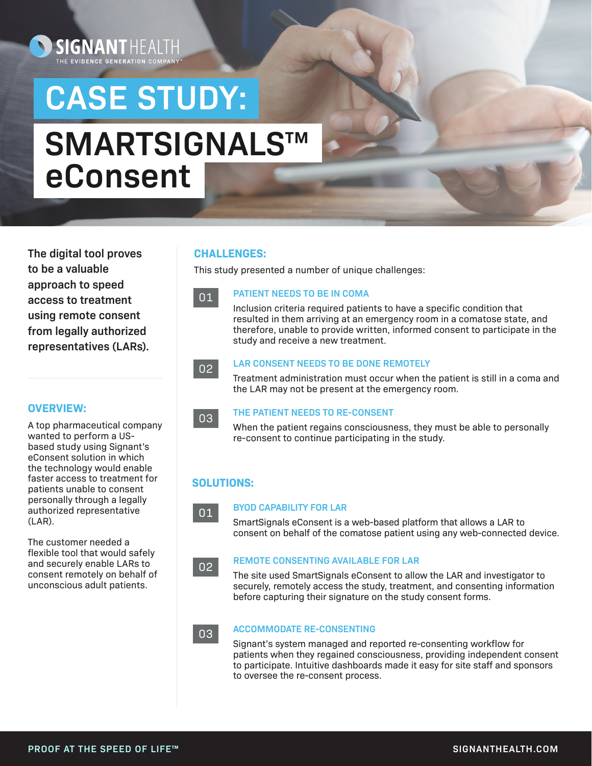SIGNANT HEALTH
THE EVIDENCE GENERATION COMPANY™

# CASE STUDY:

# SMARTSIGNALS™ eConsent

**The digital tool proves to be a valuable approach to speed access to treatment using remote consent from legally authorized representatives (LARs).**

## OVERVIEW:

A top pharmaceutical company wanted to perform a US-based study using Signant's eConsent solution in which the technology would enable faster access to treatment for patients unable to consent personally through a legally authorized representative (LAR).

The customer needed a flexible tool that would safely and securely enable LARs to consent remotely on behalf of unconscious adult patients.

## CHALLENGES:

This study presented a number of unique challenges:

### 01 PATIENT NEEDS TO BE IN COMA

Inclusion criteria required patients to have a specific condition that resulted in them arriving at an emergency room in a comatose state, and therefore, unable to provide written, informed consent to participate in the study and receive a new treatment.

### 02 LAR CONSENT NEEDS TO BE DONE REMOTELY

Treatment administration must occur when the patient is still in a coma and the LAR may not be present at the emergency room.

### 03 THE PATIENT NEEDS TO RE-CONSENT

When the patient regains consciousness, they must be able to personally re-consent to continue participating in the study.

## SOLUTIONS:

### 01 BYOD CAPABILITY FOR LAR

SmartSignals eConsent is a web-based platform that allows a LAR to consent on behalf of the comatose patient using any web-connected device.

### 02 REMOTE CONSENTING AVAILABLE FOR LAR

The site used SmartSignals eConsent to allow the LAR and investigator to securely, remotely access the study, treatment, and consenting information before capturing their signature on the study consent forms.

### 03 ACCOMMODATE RE-CONSENTING

Signant's system managed and reported re-consenting workflow for patients when they regained consciousness, providing independent consent to participate. Intuitive dashboards made it easy for site staff and sponsors to oversee the re-consent process.

PROOF AT THE SPEED OF LIFE™

SIGNANTHEALTH.COM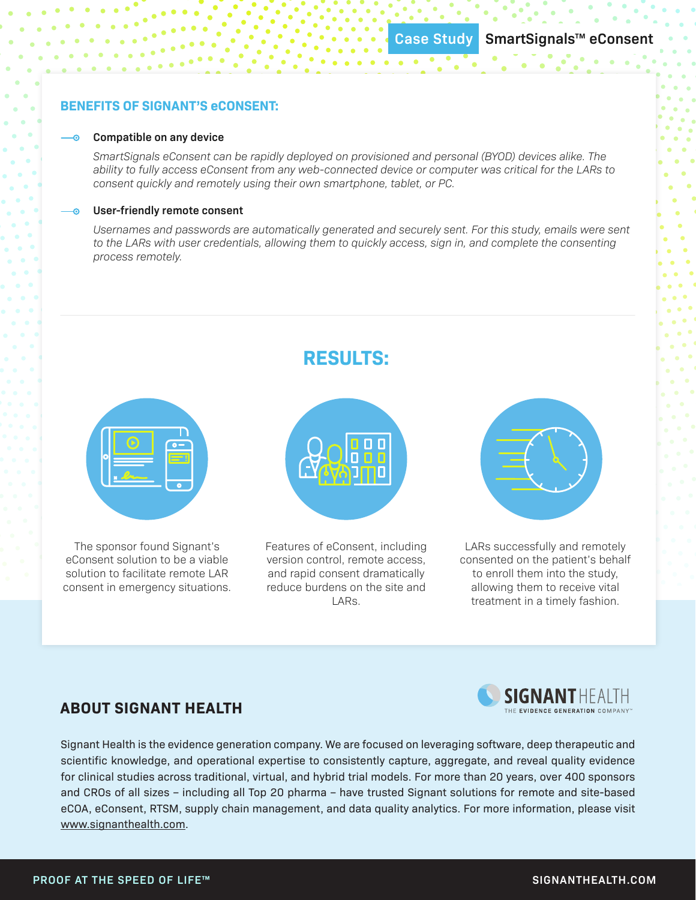## BENEFITS OF SIGNANT'S eCONSENT:

**Compatible on any device**

*SmartSignals eConsent can be rapidly deployed on provisioned and personal (BYOD) devices alike. The ability to fully access eConsent from any web-connected device or computer was critical for the LARs to consent quickly and remotely using their own smartphone, tablet, or PC.*

**User-friendly remote consent**

*Usernames and passwords are automatically generated and securely sent. For this study, emails were sent to the LARs with user credentials, allowing them to quickly access, sign in, and complete the consenting process remotely.*

## RESULTS:

The sponsor found Signant's eConsent solution to be a viable solution to facilitate remote LAR consent in emergency situations.

Features of eConsent, including version control, remote access, and rapid consent dramatically reduce burdens on the site and LARs.

LARs successfully and remotely consented on the patient's behalf to enroll them into the study, allowing them to receive vital treatment in a timely fashion.

## ABOUT SIGNANT HEALTH

Signant Health is the evidence generation company. We are focused on leveraging software, deep therapeutic and scientific knowledge, and operational expertise to consistently capture, aggregate, and reveal quality evidence for clinical studies across traditional, virtual, and hybrid trial models. For more than 20 years, over 400 sponsors and CROs of all sizes – including all Top 20 pharma – have trusted Signant solutions for remote and site-based eCOA, eConsent, RTSM, supply chain management, and data quality analytics. For more information, please visit www.signanthealth.com.

PROOF AT THE SPEED OF LIFE™

SIGNANTHEALTH.COM